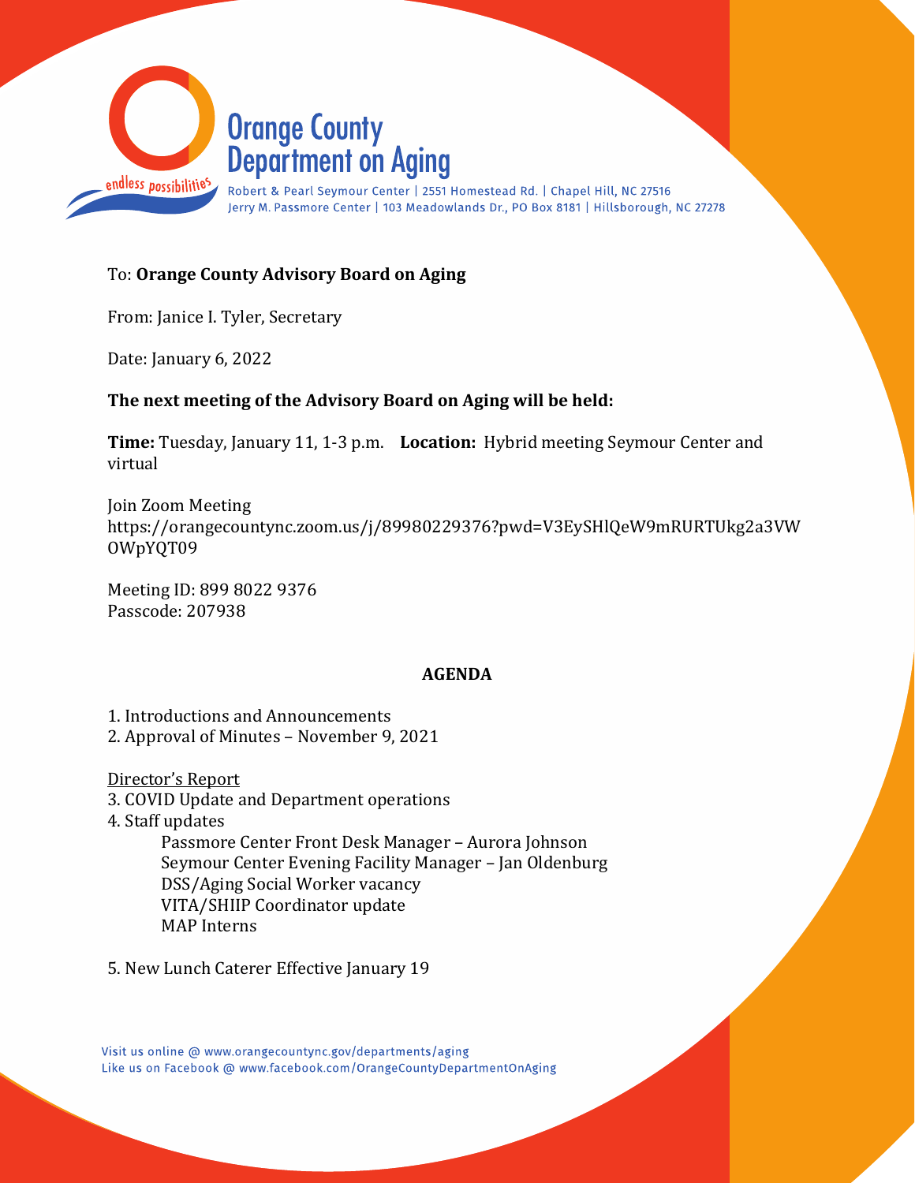# Orange County Department on Aging

Robert & Pearl Seymour Center | 2551 Homestead Rd. | Chapel Hill, NC 27516
Jerry M. Passmore Center | 103 Meadowlands Dr., PO Box 8181 | Hillsborough, NC 27278

To: **Orange County Advisory Board on Aging**

From: Janice I. Tyler, Secretary

Date: January 6, 2022

**The next meeting of the Advisory Board on Aging will be held:**

**Time:** Tuesday, January 11, 1-3 p.m.  **Location:** Hybrid meeting Seymour Center and virtual

Join Zoom Meeting
https://orangecountync.zoom.us/j/89980229376?pwd=V3EySHlQeW9mRURTUkg2a3VWOWpYQT09

Meeting ID: 899 8022 9376
Passcode: 207938

## AGENDA

1. Introductions and Announcements
2. Approval of Minutes – November 9, 2021

Director's Report

3. COVID Update and Department operations
4. Staff updates
   - Passmore Center Front Desk Manager – Aurora Johnson
   - Seymour Center Evening Facility Manager – Jan Oldenburg
   - DSS/Aging Social Worker vacancy
   - VITA/SHIIP Coordinator update
   - MAP Interns
5. New Lunch Caterer Effective January 19

Visit us online @ www.orangecountync.gov/departments/aging
Like us on Facebook @ www.facebook.com/OrangeCountyDepartmentOnAging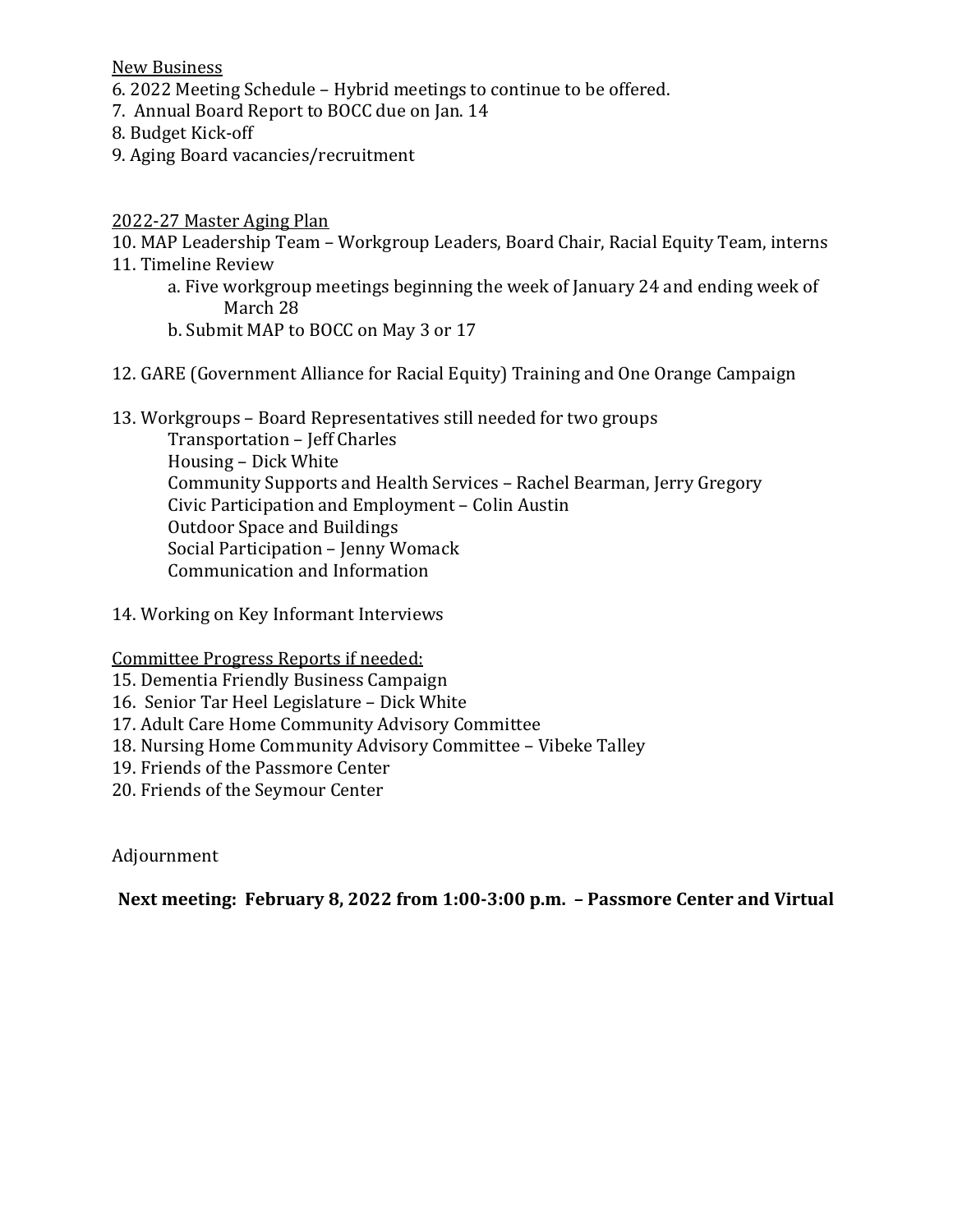<u>New Business</u>

6. 2022 Meeting Schedule – Hybrid meetings to continue to be offered.
7. Annual Board Report to BOCC due on Jan. 14
8. Budget Kick-off
9. Aging Board vacancies/recruitment

<u>2022-27 Master Aging Plan</u>

10. MAP Leadership Team – Workgroup Leaders, Board Chair, Racial Equity Team, interns
11. Timeline Review
    a. Five workgroup meetings beginning the week of January 24 and ending week of March 28
    b. Submit MAP to BOCC on May 3 or 17

12. GARE (Government Alliance for Racial Equity) Training and One Orange Campaign

13. Workgroups – Board Representatives still needed for two groups
    Transportation – Jeff Charles
    Housing – Dick White
    Community Supports and Health Services – Rachel Bearman, Jerry Gregory
    Civic Participation and Employment – Colin Austin
    Outdoor Space and Buildings
    Social Participation – Jenny Womack
    Communication and Information

14. Working on Key Informant Interviews

<u>Committee Progress Reports if needed:</u>

15. Dementia Friendly Business Campaign
16. Senior Tar Heel Legislature – Dick White
17. Adult Care Home Community Advisory Committee
18. Nursing Home Community Advisory Committee – Vibeke Talley
19. Friends of the Passmore Center
20. Friends of the Seymour Center

Adjournment

**Next meeting: February 8, 2022 from 1:00-3:00 p.m. – Passmore Center and Virtual**